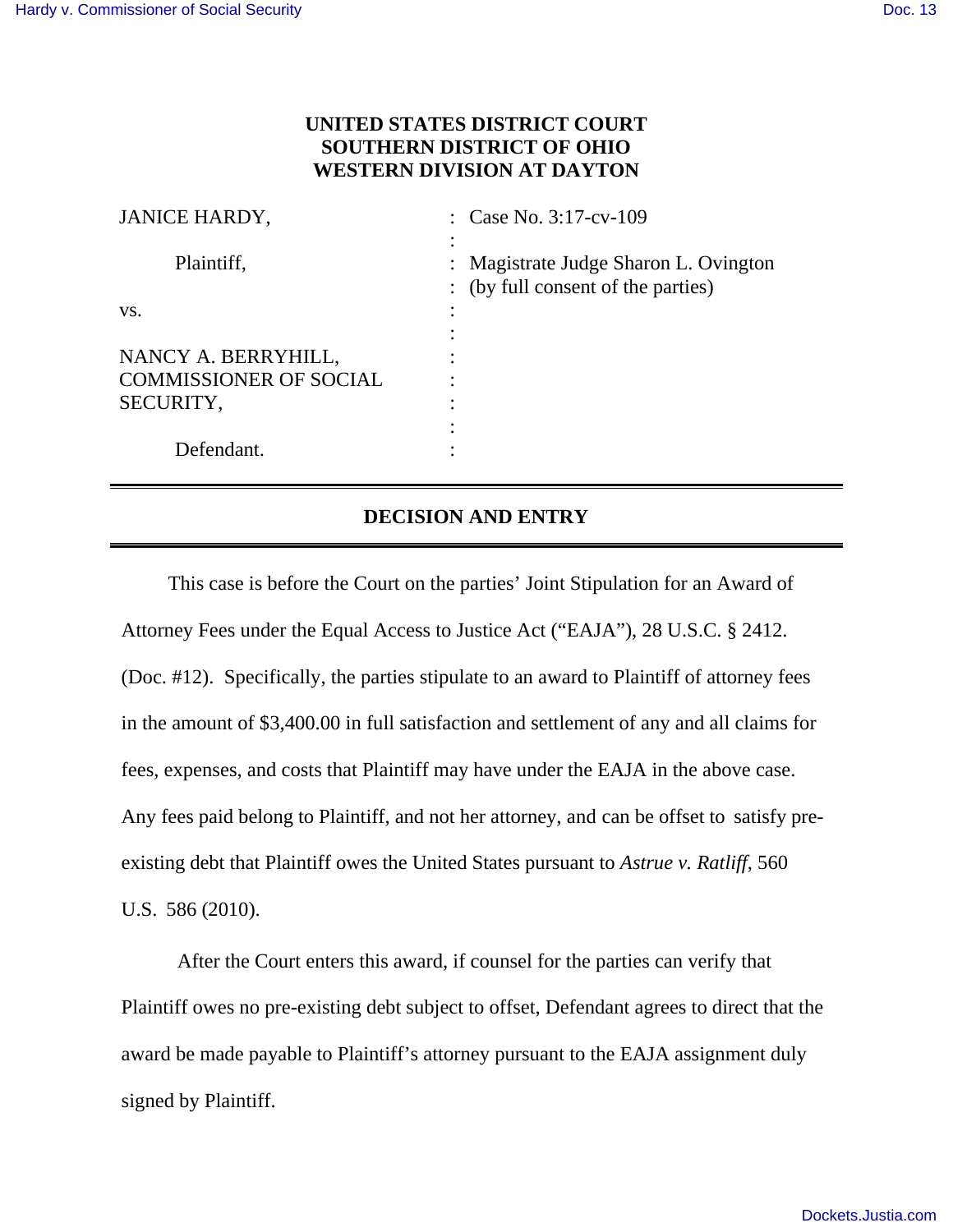**UNITED STATES DISTRICT COURT**
**SOUTHERN DISTRICT OF OHIO**
**WESTERN DIVISION AT DAYTON**

| | | |
|---|---|---|
| JANICE HARDY, | : | Case No. 3:17-cv-109 |
| | : | |
| Plaintiff, | : | Magistrate Judge Sharon L. Ovington |
| | : | (by full consent of the parties) |
| vs. | : | |
| | : | |
| NANCY A. BERRYHILL, | : | |
| COMMISSIONER OF SOCIAL | : | |
| SECURITY, | : | |
| | : | |
| Defendant. | : | |

## DECISION AND ENTRY

This case is before the Court on the parties' Joint Stipulation for an Award of Attorney Fees under the Equal Access to Justice Act ("EAJA"), 28 U.S.C. § 2412. (Doc. #12). Specifically, the parties stipulate to an award to Plaintiff of attorney fees in the amount of $3,400.00 in full satisfaction and settlement of any and all claims for fees, expenses, and costs that Plaintiff may have under the EAJA in the above case. Any fees paid belong to Plaintiff, and not her attorney, and can be offset to satisfy pre-existing debt that Plaintiff owes the United States pursuant to *Astrue v. Ratliff*, 560 U.S. 586 (2010).

After the Court enters this award, if counsel for the parties can verify that Plaintiff owes no pre-existing debt subject to offset, Defendant agrees to direct that the award be made payable to Plaintiff's attorney pursuant to the EAJA assignment duly signed by Plaintiff.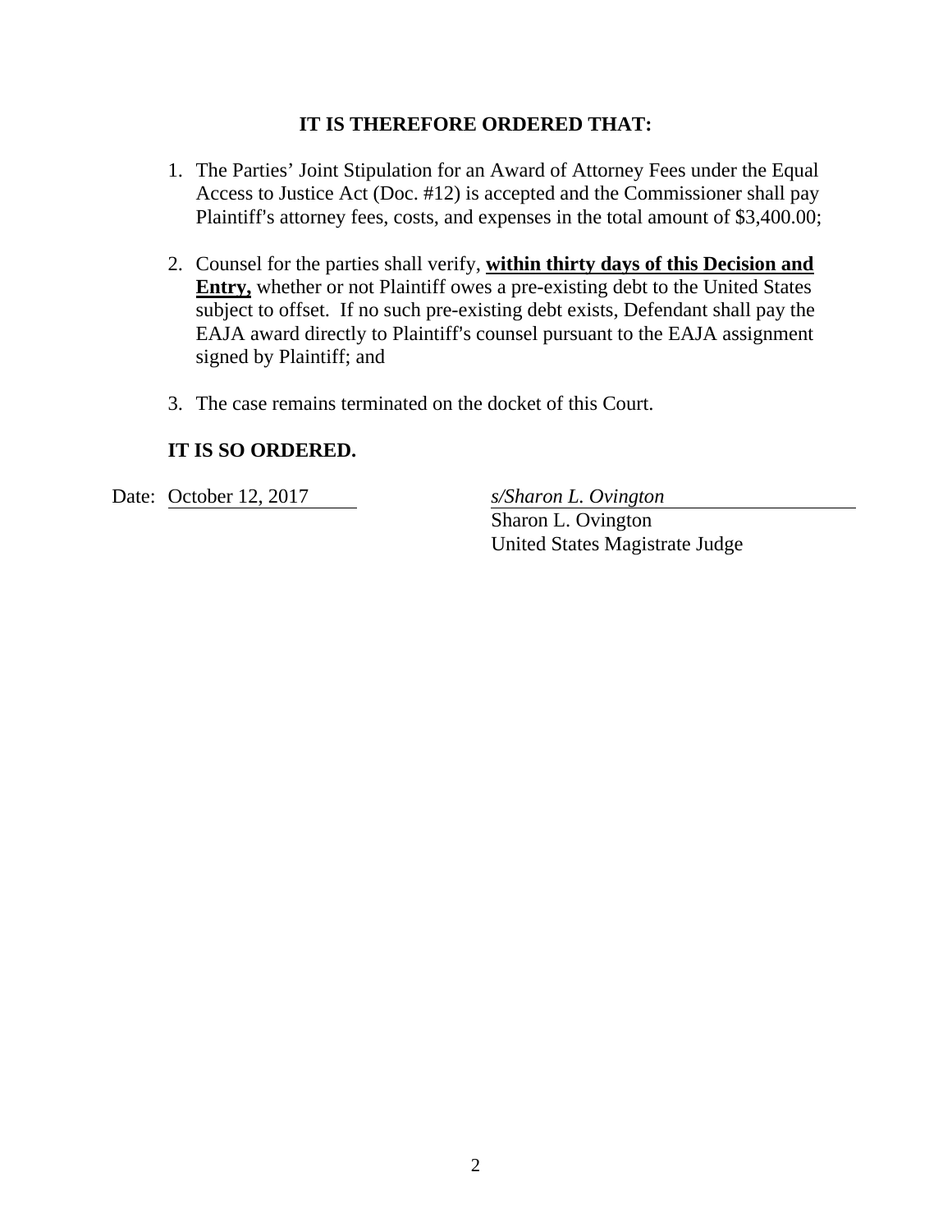**IT IS THEREFORE ORDERED THAT:**

1. The Parties' Joint Stipulation for an Award of Attorney Fees under the Equal Access to Justice Act (Doc. #12) is accepted and the Commissioner shall pay Plaintiff's attorney fees, costs, and expenses in the total amount of $3,400.00;

2. Counsel for the parties shall verify, **within thirty days of this Decision and Entry,** whether or not Plaintiff owes a pre-existing debt to the United States subject to offset. If no such pre-existing debt exists, Defendant shall pay the EAJA award directly to Plaintiff's counsel pursuant to the EAJA assignment signed by Plaintiff; and

3. The case remains terminated on the docket of this Court.

**IT IS SO ORDERED.**

Date: October 12, 2017

*s/Sharon L. Ovington*
Sharon L. Ovington
United States Magistrate Judge